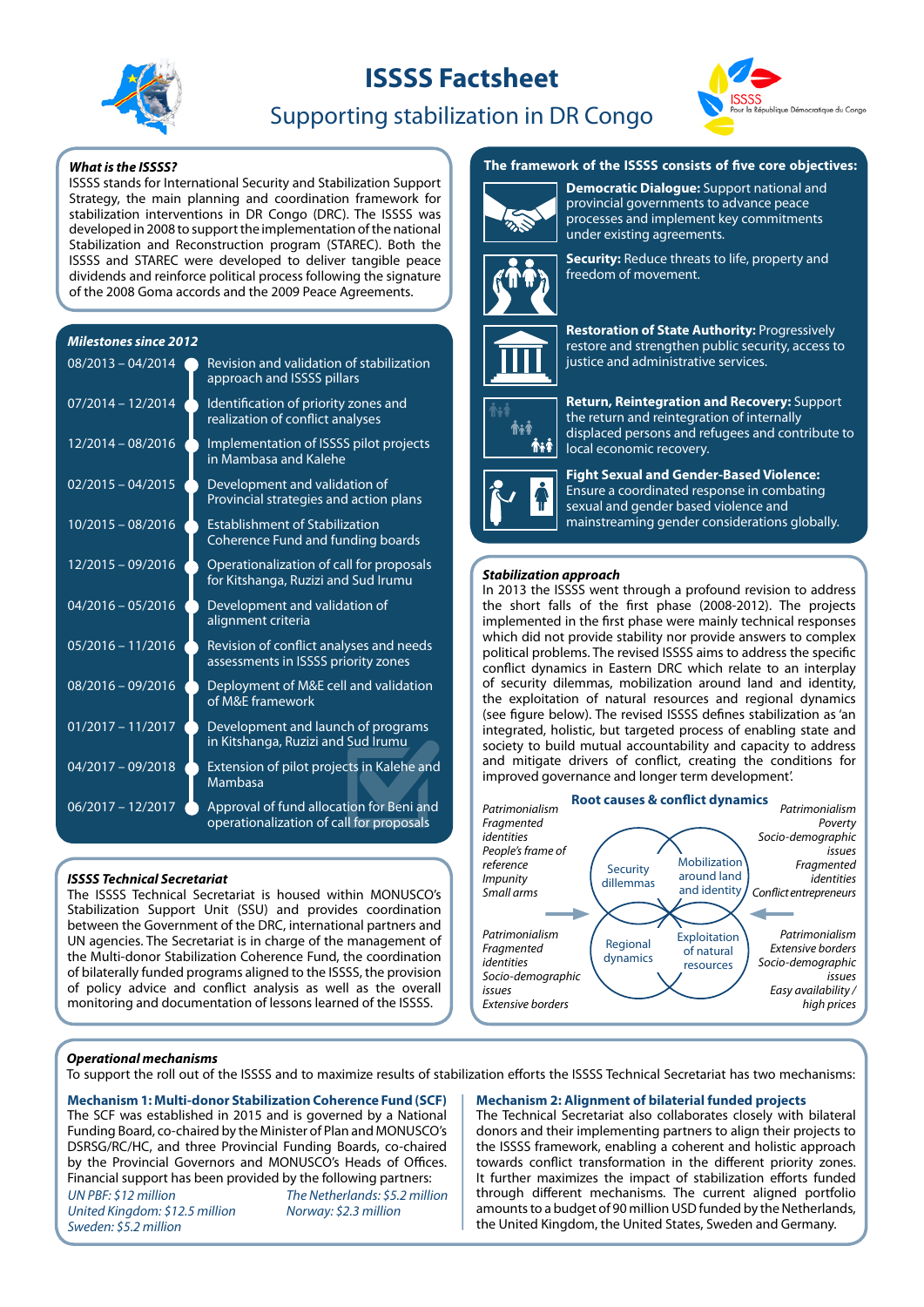# ISSSS Factsheet

## Supporting stabilization in DR Congo

ISSSS Pour la République Démocratique du Congo

### What is the ISSSS?

ISSSS stands for International Security and Stabilization Support Strategy, the main planning and coordination framework for stabilization interventions in DR Congo (DRC). The ISSSS was developed in 2008 to support the implementation of the national Stabilization and Reconstruction program (STAREC). Both the ISSSS and STAREC were developed to deliver tangible peace dividends and reinforce political process following the signature of the 2008 Goma accords and the 2009 Peace Agreements.

### Milestones since 2012

| Period | Milestone |
|---|---|
| 08/2013 – 04/2014 | Revision and validation of stabilization approach and ISSSS pillars |
| 07/2014 – 12/2014 | Identification of priority zones and realization of conflict analyses |
| 12/2014 – 08/2016 | Implementation of ISSSS pilot projects in Mambasa and Kalehe |
| 02/2015 – 04/2015 | Development and validation of Provincial strategies and action plans |
| 10/2015 – 08/2016 | Establishment of Stabilization Coherence Fund and funding boards |
| 12/2015 – 09/2016 | Operationalization of call for proposals for Kitshanga, Ruzizi and Sud Irumu |
| 04/2016 – 05/2016 | Development and validation of alignment criteria |
| 05/2016 – 11/2016 | Revision of conflict analyses and needs assessments in ISSSS priority zones |
| 08/2016 – 09/2016 | Deployment of M&E cell and validation of M&E framework |
| 01/2017 – 11/2017 | Development and launch of programs in Kitshanga, Ruzizi and Sud Irumu |
| 04/2017 – 09/2018 | Extension of pilot projects in Kalehe and Mambasa |
| 06/2017 – 12/2017 | Approval of fund allocation for Beni and operationalization of call for proposals |

### ISSSS Technical Secretariat

The ISSSS Technical Secretariat is housed within MONUSCO's Stabilization Support Unit (SSU) and provides coordination between the Government of the DRC, international partners and UN agencies. The Secretariat is in charge of the management of the Multi-donor Stabilization Coherence Fund, the coordination of bilaterally funded programs aligned to the ISSSS, the provision of policy advice and conflict analysis as well as the overall monitoring and documentation of lessons learned of the ISSSS.

### The framework of the ISSSS consists of five core objectives:

**Democratic Dialogue:** Support national and provincial governments to advance peace processes and implement key commitments under existing agreements.

**Security:** Reduce threats to life, property and freedom of movement.

**Restoration of State Authority:** Progressively restore and strengthen public security, access to justice and administrative services.

**Return, Reintegration and Recovery:** Support the return and reintegration of internally displaced persons and refugees and contribute to local economic recovery.

**Fight Sexual and Gender-Based Violence:** Ensure a coordinated response in combating sexual and gender based violence and mainstreaming gender considerations globally.

### Stabilization approach

In 2013 the ISSSS went through a profound revision to address the short falls of the first phase (2008-2012). The projects implemented in the first phase were mainly technical responses which did not provide stability nor provide answers to complex political problems. The revised ISSSS aims to address the specific conflict dynamics in Eastern DRC which relate to an interplay of security dilemmas, mobilization around land and identity, the exploitation of natural resources and regional dynamics (see figure below). The revised ISSSS defines stabilization as 'an integrated, holistic, but targeted process of enabling state and society to build mutual accountability and capacity to address and mitigate drivers of conflict, creating the conditions for improved governance and longer term development'.

**Root causes & conflict dynamics**

- **Security dillemmas:** *Patrimonialism, Fragmented identities, People's frame of reference, Impunity, Small arms*
- **Mobilization around land and identity:** *Patrimonialism, Poverty, Socio-demographic issues, Fragmented identities, Conflict entrepreneurs*
- **Regional dynamics:** *Patrimonialism, Fragmented identities, Socio-demographic issues, Extensive borders*
- **Exploitation of natural resources:** *Patrimonialism, Extensive borders, Socio-demographic issues, Easy availability / high prices*

### Operational mechanisms

To support the roll out of the ISSSS and to maximize results of stabilization efforts the ISSSS Technical Secretariat has two mechanisms:

#### Mechanism 1: Multi-donor Stabilization Coherence Fund (SCF)

The SCF was established in 2015 and is governed by a National Funding Board, co-chaired by the Minister of Plan and MONUSCO's DSRSG/RC/HC, and three Provincial Funding Boards, co-chaired by the Provincial Governors and MONUSCO's Heads of Offices. Financial support has been provided by the following partners:

*UN PBF: $12 million*
*United Kingdom: $12.5 million*
*Sweden: $5.2 million*
*The Netherlands: $5.2 million*
*Norway: $2.3 million*

#### Mechanism 2: Alignment of bilateral funded projects

The Technical Secretariat also collaborates closely with bilateral donors and their implementing partners to align their projects to the ISSSS framework, enabling a coherent and holistic approach towards conflict transformation in the different priority zones. It further maximizes the impact of stabilization efforts funded through different mechanisms. The current aligned portfolio amounts to a budget of 90 million USD funded by the Netherlands, the United Kingdom, the United States, Sweden and Germany.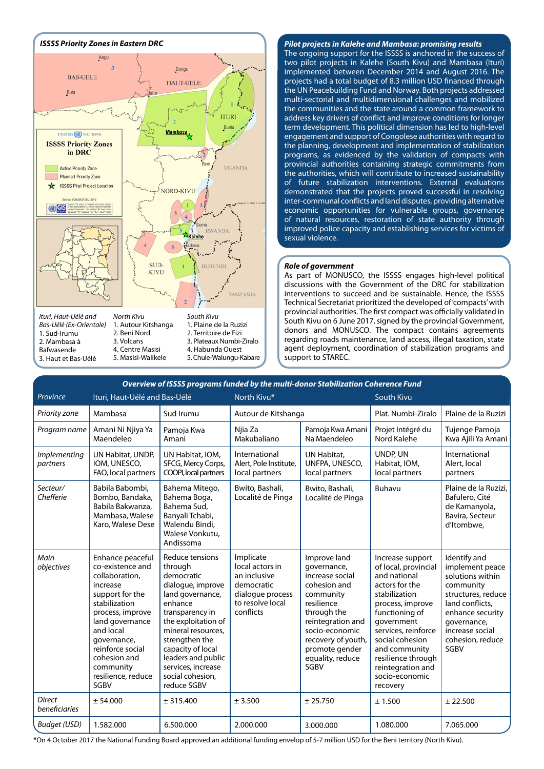### ISSSS Priority Zones in Eastern DRC

Ango
3
BAS-UELE
Dungu
HAUT-UELE
Buta
Isiro
1
2
ITURI
Mambasa
Bunia
2
Beni
UGANDA
NORD-KIVU
UNITED NATIONS
**ISSSS Priority Zones in DRC**
Active Priority Zone
Planned Priority Zone
ISSSS Pilot Project Location
Source: MONUSCO SSU 2016
1
3
5
4
Goma
RWANDA
Kalehe
4
5
Bukavu
SUD-KIVU
1
BURUNDI
2
TANZANIA

| *Ituri, Haut-Uélé and Bas-Uélé (Ex-Orientale)* | *North Kivu* | *South Kivu* |
|---|---|---|
| 1. Sud-Irumu | 1. Autour Kitshanga | 1. Plaine de la Ruzizi |
| 2. Mambasa à Bafwasende | 2. Beni Nord | 2. Territoire de Fizi |
| 3. Haut et Bas-Uélé | 3. Volcans | 3. Plateaux Numbi-Ziralo |
| | 4. Centre Masisi | 4. Habunda Ouest |
| | 5. Masisi-Walikele | 5. Chule-Walungu-Kabare |

### Pilot projects in Kalehe and Mambasa: promising results

The ongoing support for the ISSSS is anchored in the success of two pilot projects in Kalehe (South Kivu) and Mambasa (Ituri) implemented between December 2014 and August 2016. The projects had a total budget of 8.3 million USD financed through the UN Peacebuilding Fund and Norway. Both projects addressed multi-sectorial and multidimensional challenges and mobilized the communities and the state around a common framework to address key drivers of conflict and improve conditions for longer term development. This political dimension has led to high-level engagement and support of Congolese authorities with regard to the planning, development and implementation of stabilization programs, as evidenced by the validation of compacts with provincial authorities containing strategic commitments from the authorities, which will contribute to increased sustainability of future stabilization interventions. External evaluations demonstrated that the projects proved successful in resolving inter-communal conflicts and land disputes, providing alternative economic opportunities for vulnerable groups, governance of natural resources, restoration of state authority through improved police capacity and establishing services for victims of sexual violence.

### Role of government

As part of MONUSCO, the ISSSS engages high-level political discussions with the Government of the DRC for stabilization interventions to succeed and be sustainable. Hence, the ISSSS Technical Secretariat prioritized the developed of 'compacts' with provincial authorities. The first compact was officially validated in South Kivu on 6 June 2017, signed by the provincial Government, donors and MONUSCO. The compact contains agreements regarding roads maintenance, land access, illegal taxation, state agent deployment, coordination of stabilization programs and support to STAREC.

### Overview of ISSSS programs funded by the multi-donor Stabilization Coherence Fund

| *Province* | Ituri, Haut-Uélé and Bas-Uélé | | North Kivu* | | South Kivu | |
|---|---|---|---|---|---|---|
| *Priority zone* | Mambasa | Sud Irumu | Autour de Kitshanga | | Plat. Numbi-Zirolo | Plaine de la Ruzizi |
| *Program name* | Amani Ni Njiya Ya Maendeleo | Pamoja Kwa Amani | Njia Za Makubaliano | Pamoja Kwa Amani Na Maendeleo | Projet Intégré du Nord Kalehe | Tujenge Pamoja Kwa Ajili Ya Amani |
| *Implementing partners* | UN Habitat, UNDP, IOM, UNESCO, FAO, local partners | UN Habitat, IOM, SFCG, Mercy Corps, COOPI, local partners | International Alert, Pole Institute, local partners | UN Habitat, UNFPA, UNESCO, local partners | UNDP, UN Habitat, IOM, local partners | International Alert, local partners |
| *Secteur/ Chefferie* | Babila Babombi, Bombo, Bandaka, Babila Bakwanza, Mambasa, Walese Karo, Walese Dese | Bahema Mitego, Bahema Boga, Bahema Sud, Banyali Tchabi, Walendu Bindi, Walese Vonkutu, Andissoma | Bwito, Bashali, Localité de Pinga | Bwito, Bashali, Localité de Pinga | Buhavu | Plaine de la Ruzizi, Bafulero, Cité de Kamanyola, Bavira, Secteur d'Itombwe, |
| *Main objectives* | Enhance peaceful co-existence and collaboration, increase support for the stabilization process, improve land governance and local governance, reinforce social cohesion and community resilience, reduce SGBV | Reduce tensions through democratic dialogue, improve land governance, enhance transparency in the exploitation of mineral resources, strengthen the capacity of local leaders and public services, increase social cohesion, reduce SGBV | Implicate local actors in an inclusive democratic dialogue process to resolve local conflicts | Improve land governance, increase social cohesion and community resilience through the reintegration and socio-economic recovery of youth, promote gender equality, reduce SGBV | Increase support of local, provincial and national actors for the stabilization process, improve functioning of government services, reinforce social cohesion and community resilience through reintegration and socio-economic recovery | Identify and implement peace solutions within community structures, reduce land conflicts, enhance security governance, increase social cohesion, reduce SGBV |
| *Direct beneficiaries* | ± 54.000 | ± 315.400 | ± 3.500 | ± 25.750 | ± 1.500 | ± 22.500 |
| *Budget (USD)* | 1.582.000 | 6.500.000 | 2.000.000 | 3.000.000 | 1.080.000 | 7.065.000 |

*On 4 October 2017 the National Funding Board approved an additional funding envelop of 5-7 million USD for the Beni territory (North Kivu).